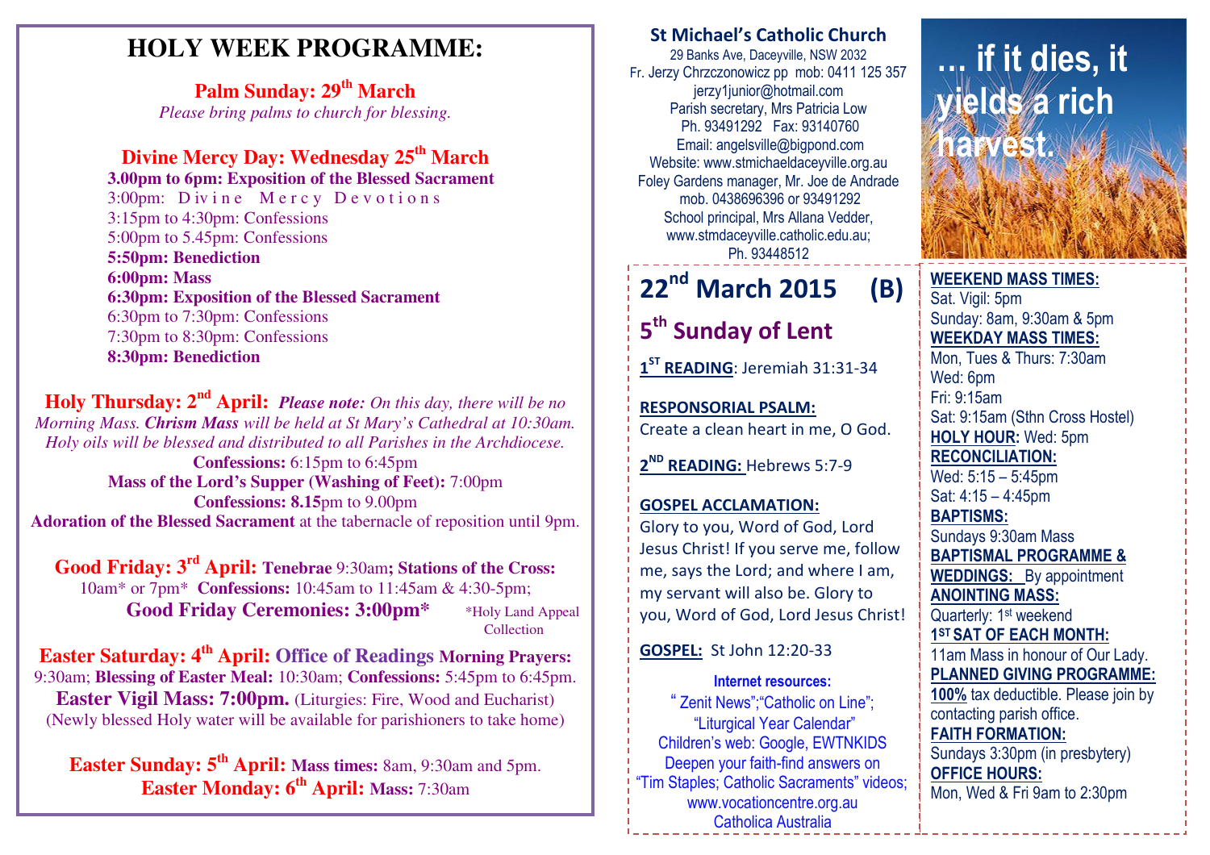# HOLY WEEK PROGRAMME:

**Palm Sunday: 29th March**
*Please bring palms to church for blessing.*

**Divine Mercy Day: Wednesday 25th March**
**3.00pm to 6pm: Exposition of the Blessed Sacrament**
3:00pm: Divine Mercy Devotions
3:15pm to 4:30pm: Confessions
5:00pm to 5.45pm: Confessions
**5:50pm: Benediction**
**6:00pm: Mass**
**6:30pm: Exposition of the Blessed Sacrament**
6:30pm to 7:30pm: Confessions
7:30pm to 8:30pm: Confessions
**8:30pm: Benediction**

**Holy Thursday: 2nd April:** ***Please note:*** *On this day, there will be no Morning Mass.* ***Chrism Mass*** *will be held at St Mary's Cathedral at 10:30am. Holy oils will be blessed and distributed to all Parishes in the Archdiocese.*
**Confessions:** 6:15pm to 6:45pm
**Mass of the Lord's Supper (Washing of Feet):** 7:00pm
**Confessions: 8.15**pm to 9.00pm
**Adoration of the Blessed Sacrament** at the tabernacle of reposition until 9pm.

**Good Friday: 3rd April: Tenebrae** 9:30am**; Stations of the Cross:** 10am* or 7pm* **Confessions:** 10:45am to 11:45am & 4:30-5pm;
**Good Friday Ceremonies: 3:00pm*** *Holy Land Appeal Collection

**Easter Saturday: 4th April: Office of Readings Morning Prayers:** 9:30am; **Blessing of Easter Meal:** 10:30am; **Confessions:** 5:45pm to 6:45pm.
**Easter Vigil Mass: 7:00pm.** (Liturgies: Fire, Wood and Eucharist)
(Newly blessed Holy water will be available for parishioners to take home)

**Easter Sunday: 5th April: Mass times:** 8am, 9:30am and 5pm.
**Easter Monday: 6th April: Mass:** 7:30am

## St Michael's Catholic Church

29 Banks Ave, Daceyville, NSW 2032
Fr. Jerzy Chrzczonowicz pp mob: 0411 125 357
jerzy1junior@hotmail.com
Parish secretary, Mrs Patricia Low
Ph. 93491292 Fax: 93140760
Email: angelsville@bigpond.com
Website: www.stmichaeldaceyville.org.au
Foley Gardens manager, Mr. Joe de Andrade
mob. 0438696396 or 93491292
School principal, Mrs Allana Vedder,
www.stmdaceyville.catholic.edu.au;
Ph. 93448512

**… if it dies, it yields a rich harvest.**

# 22nd March 2015 (B)

## 5th Sunday of Lent

**1ST READING**: Jeremiah 31:31-34

**RESPONSORIAL PSALM:**
Create a clean heart in me, O God.

**2ND READING:** Hebrews 5:7-9

**GOSPEL ACCLAMATION:**
Glory to you, Word of God, Lord Jesus Christ! If you serve me, follow me, says the Lord; and where I am, my servant will also be. Glory to you, Word of God, Lord Jesus Christ!

**GOSPEL:** St John 12:20-33

**Internet resources:**
"Zenit News";"Catholic on Line"; "Liturgical Year Calendar"
Children's web: Google, EWTNKIDS
Deepen your faith-find answers on "Tim Staples; Catholic Sacraments" videos;
www.vocationcentre.org.au
Catholica Australia

**WEEKEND MASS TIMES:**
Sat. Vigil: 5pm
Sunday: 8am, 9:30am & 5pm

**WEEKDAY MASS TIMES:**
Mon, Tues & Thurs: 7:30am
Wed: 6pm
Fri: 9:15am
Sat: 9:15am (Sthn Cross Hostel)

**HOLY HOUR:** Wed: 5pm

**RECONCILIATION:**
Wed: 5:15 – 5:45pm
Sat: 4:15 – 4:45pm

**BAPTISMS:**
Sundays 9:30am Mass

**BAPTISMAL PROGRAMME & WEDDINGS:** By appointment

**ANOINTING MASS:**
Quarterly: 1st weekend

**1ST SAT OF EACH MONTH:**
11am Mass in honour of Our Lady.

**PLANNED GIVING PROGRAMME:**
**100%** tax deductible. Please join by contacting parish office.

**FAITH FORMATION:**
Sundays 3:30pm (in presbytery)

**OFFICE HOURS:**
Mon, Wed & Fri 9am to 2:30pm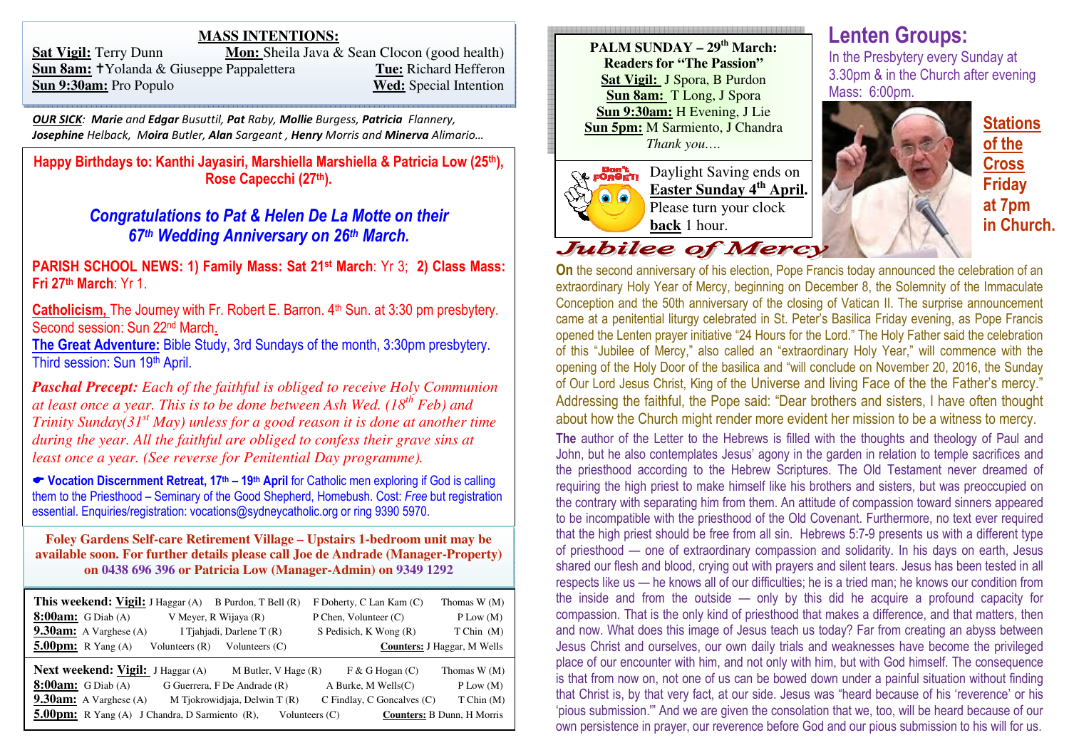**MASS INTENTIONS:**

**Sat Vigil:** Terry Dunn
**Sun 8am:** ✝Yolanda & Giuseppe Pappalettera
**Sun 9:30am:** Pro Populo
**Mon:** Sheila Java & Sean Clocon (good health)
**Tue:** Richard Hefferon
**Wed:** Special Intention

***OUR SICK**: **Marie** and **Edgar** Busuttil, **Pat** Raby, **Mollie** Burgess, **Patricia** Flannery, **Josephine** Helback, **Moira** Butler, **Alan** Sargeant, **Henry** Morris and **Minerva** Alimario…*

**Happy Birthdays to: Kanthi Jayasiri, Marshiella Marshiella & Patricia Low (25th), Rose Capecchi (27th).**

***Congratulations to Pat & Helen De La Motte on their 67th Wedding Anniversary on 26th March.***

**PARISH SCHOOL NEWS: 1) Family Mass: Sat 21st March**: Yr 3; **2) Class Mass: Fri 27th March**: Yr 1.

**Catholicism,** The Journey with Fr. Robert E. Barron. 4th Sun. at 3:30 pm presbytery. Second session: Sun 22nd March.

**The Great Adventure:** Bible Study, 3rd Sundays of the month, 3:30pm presbytery. Third session: Sun 19th April.

***Paschal Precept:** Each of the faithful is obliged to receive Holy Communion at least once a year. This is to be done between Ash Wed. (18th Feb) and Trinity Sunday(31st May) unless for a good reason it is done at another time during the year. All the faithful are obliged to confess their grave sins at least once a year. (See reverse for Penitential Day programme).*

☛ **Vocation Discernment Retreat, 17th – 19th April** for Catholic men exploring if God is calling them to the Priesthood – Seminary of the Good Shepherd, Homebush. Cost: *Free* but registration essential. Enquiries/registration: vocations@sydneycatholic.org or ring 9390 5970.

**Foley Gardens Self-care Retirement Village – Upstairs 1-bedroom unit may be available soon. For further details please call Joe de Andrade (Manager-Property) on 0438 696 396 or Patricia Low (Manager-Admin) on 9349 1292**

| | | | | |
|---|---|---|---|---|
| **This weekend: Vigil:** J Haggar (A) | B Purdon, T Bell (R) | F Doherty, C Lan Kam (C) | Thomas W (M) | |
| **8:00am:** G Diab (A) | V Meyer, R Wijaya (R) | P Chen, Volunteer (C) | P Low (M) | |
| **9.30am:** A Varghese (A) | I Tjahjadi, Darlene T (R) | S Pedisich, K Wong (R) | T Chin (M) | |
| **5.00pm:** R Yang (A) | Volunteers (R) | Volunteers (C) | | **Counters:** J Haggar, M Wells |
| **Next weekend: Vigil:** J Haggar (A) | M Butler, V Hage (R) | F & G Hogan (C) | Thomas W (M) | |
| **8:00am:** G Diab (A) | G Guerrera, F De Andrade (R) | A Burke, M Wells(C) | P Low (M) | |
| **9.30am:** A Varghese (A) | M Tjokrowidjaja, Delwin T (R) | C Findlay, C Goncalves (C) | T Chin (M) | |
| **5.00pm:** R Yang (A) | J Chandra, D Sarmiento (R), | Volunteers (C) | | **Counters:** B Dunn, H Morris |

**PALM SUNDAY – 29th March:**
**Readers for "The Passion"**
**Sat Vigil:** J Spora, B Purdon
**Sun 8am:** T Long, J Spora
**Sun 9:30am:** H Evening, J Lie
**Sun 5pm:** M Sarmiento, J Chandra
*Thank you….*

Daylight Saving ends on **Easter Sunday 4th April.** Please turn your clock **back** 1 hour.

## Lenten Groups:

In the Presbytery every Sunday at 3.30pm & in the Church after evening Mass: 6:00pm.

**Stations of the Cross Friday at 7pm in Church.**

## Jubilee of Mercy

**On** the second anniversary of his election, Pope Francis today announced the celebration of an extraordinary Holy Year of Mercy, beginning on December 8, the Solemnity of the Immaculate Conception and the 50th anniversary of the closing of Vatican II. The surprise announcement came at a penitential liturgy celebrated in St. Peter's Basilica Friday evening, as Pope Francis opened the Lenten prayer initiative "24 Hours for the Lord." The Holy Father said the celebration of this "Jubilee of Mercy," also called an "extraordinary Holy Year," will commence with the opening of the Holy Door of the basilica and "will conclude on November 20, 2016, the Sunday of Our Lord Jesus Christ, King of the Universe and living Face of the the Father's mercy." Addressing the faithful, the Pope said: "Dear brothers and sisters, I have often thought about how the Church might render more evident her mission to be a witness to mercy.

**The** author of the Letter to the Hebrews is filled with the thoughts and theology of Paul and John, but he also contemplates Jesus' agony in the garden in relation to temple sacrifices and the priesthood according to the Hebrew Scriptures. The Old Testament never dreamed of requiring the high priest to make himself like his brothers and sisters, but was preoccupied on the contrary with separating him from them. An attitude of compassion toward sinners appeared to be incompatible with the priesthood of the Old Covenant. Furthermore, no text ever required that the high priest should be free from all sin. Hebrews 5:7-9 presents us with a different type of priesthood — one of extraordinary compassion and solidarity. In his days on earth, Jesus shared our flesh and blood, crying out with prayers and silent tears. Jesus has been tested in all respects like us — he knows all of our difficulties; he is a tried man; he knows our condition from the inside and from the outside — only by this did he acquire a profound capacity for compassion. That is the only kind of priesthood that makes a difference, and that matters, then and now. What does this image of Jesus teach us today? Far from creating an abyss between Jesus Christ and ourselves, our own daily trials and weaknesses have become the privileged place of our encounter with him, and not only with him, but with God himself. The consequence is that from now on, not one of us can be bowed down under a painful situation without finding that Christ is, by that very fact, at our side. Jesus was "heard because of his 'reverence' or his 'pious submission.'" And we are given the consolation that we, too, will be heard because of our own persistence in prayer, our reverence before God and our pious submission to his will for us.